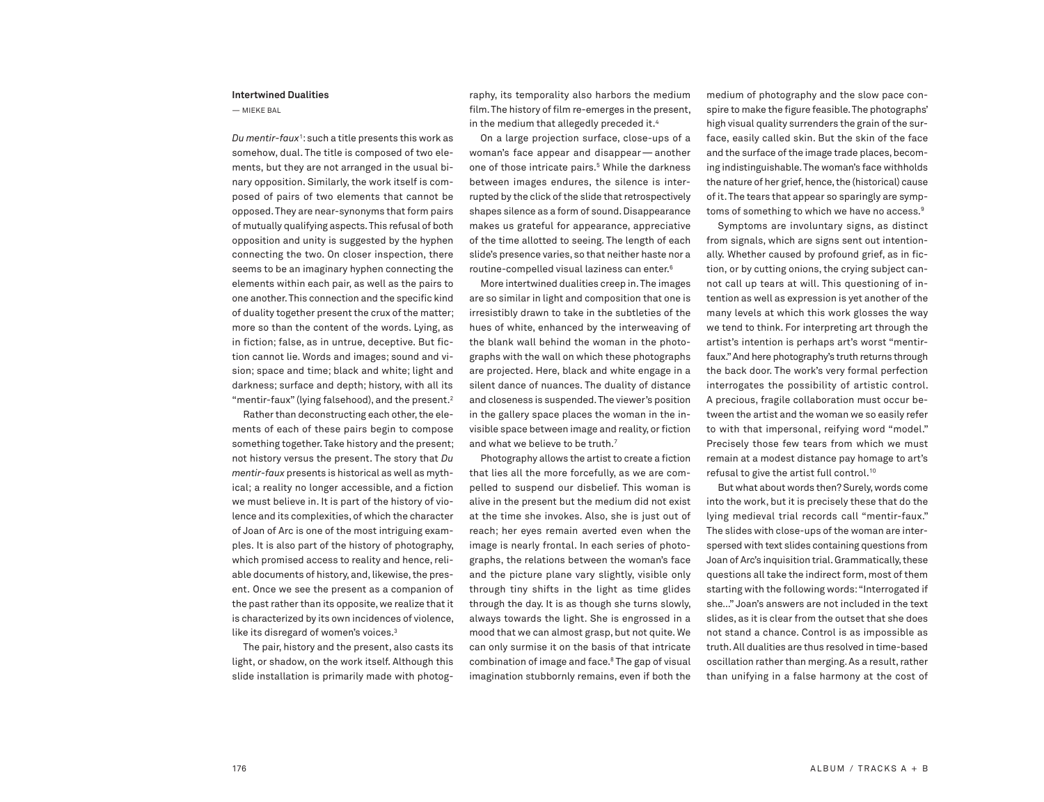## Intertwined Dualities

— MIEKE BAL

*Du mentir-faux*[1]: such a title presents this work as somehow, dual. The title is composed of two elements, but they are not arranged in the usual binary opposition. Similarly, the work itself is composed of pairs of two elements that cannot be opposed. They are near-synonyms that form pairs of mutually qualifying aspects. This refusal of both opposition and unity is suggested by the hyphen connecting the two. On closer inspection, there seems to be an imaginary hyphen connecting the elements within each pair, as well as the pairs to one another. This connection and the specific kind of duality together present the crux of the matter; more so than the content of the words. Lying, as in fiction; false, as in untrue, deceptive. But fiction cannot lie. Words and images; sound and vision; space and time; black and white; light and darkness; surface and depth; history, with all its "mentir-faux" (lying falsehood), and the present.[2]

Rather than deconstructing each other, the elements of each of these pairs begin to compose something together. Take history and the present; not history versus the present. The story that *Du mentir-faux* presents is historical as well as mythical; a reality no longer accessible, and a fiction we must believe in. It is part of the history of violence and its complexities, of which the character of Joan of Arc is one of the most intriguing examples. It is also part of the history of photography, which promised access to reality and hence, reliable documents of history, and, likewise, the present. Once we see the present as a companion of the past rather than its opposite, we realize that it is characterized by its own incidences of violence, like its disregard of women's voices.[3]

The pair, history and the present, also casts its light, or shadow, on the work itself. Although this slide installation is primarily made with photography, its temporality also harbors the medium film. The history of film re-emerges in the present, in the medium that allegedly preceded it.[4]

On a large projection surface, close-ups of a woman's face appear and disappear — another one of those intricate pairs.[5] While the darkness between images endures, the silence is interrupted by the click of the slide that retrospectively shapes silence as a form of sound. Disappearance makes us grateful for appearance, appreciative of the time allotted to seeing. The length of each slide's presence varies, so that neither haste nor a routine-compelled visual laziness can enter.[6]

More intertwined dualities creep in. The images are so similar in light and composition that one is irresistibly drawn to take in the subtleties of the hues of white, enhanced by the interweaving of the blank wall behind the woman in the photographs with the wall on which these photographs are projected. Here, black and white engage in a silent dance of nuances. The duality of distance and closeness is suspended. The viewer's position in the gallery space places the woman in the invisible space between image and reality, or fiction and what we believe to be truth.[7]

Photography allows the artist to create a fiction that lies all the more forcefully, as we are compelled to suspend our disbelief. This woman is alive in the present but the medium did not exist at the time she invokes. Also, she is just out of reach; her eyes remain averted even when the image is nearly frontal. In each series of photographs, the relations between the woman's face and the picture plane vary slightly, visible only through tiny shifts in the light as time glides through the day. It is as though she turns slowly, always towards the light. She is engrossed in a mood that we can almost grasp, but not quite. We can only surmise it on the basis of that intricate combination of image and face.[8] The gap of visual imagination stubbornly remains, even if both the medium of photography and the slow pace conspire to make the figure feasible. The photographs' high visual quality surrenders the grain of the surface, easily called skin. But the skin of the face and the surface of the image trade places, becoming indistinguishable. The woman's face withholds the nature of her grief, hence, the (historical) cause of it. The tears that appear so sparingly are symptoms of something to which we have no access.[9]

Symptoms are involuntary signs, as distinct from signals, which are signs sent out intentionally. Whether caused by profound grief, as in fiction, or by cutting onions, the crying subject cannot call up tears at will. This questioning of intention as well as expression is yet another of the many levels at which this work glosses the way we tend to think. For interpreting art through the artist's intention is perhaps art's worst "mentir-faux." And here photography's truth returns through the back door. The work's very formal perfection interrogates the possibility of artistic control. A precious, fragile collaboration must occur between the artist and the woman we so easily refer to with that impersonal, reifying word "model." Precisely those few tears from which we must remain at a modest distance pay homage to art's refusal to give the artist full control.[10]

But what about words then? Surely, words come into the work, but it is precisely these that do the lying medieval trial records call "mentir-faux." The slides with close-ups of the woman are interspersed with text slides containing questions from Joan of Arc's inquisition trial. Grammatically, these questions all take the indirect form, most of them starting with the following words: "Interrogated if she..." Joan's answers are not included in the text slides, as it is clear from the outset that she does not stand a chance. Control is as impossible as truth. All dualities are thus resolved in time-based oscillation rather than merging. As a result, rather than unifying in a false harmony at the cost of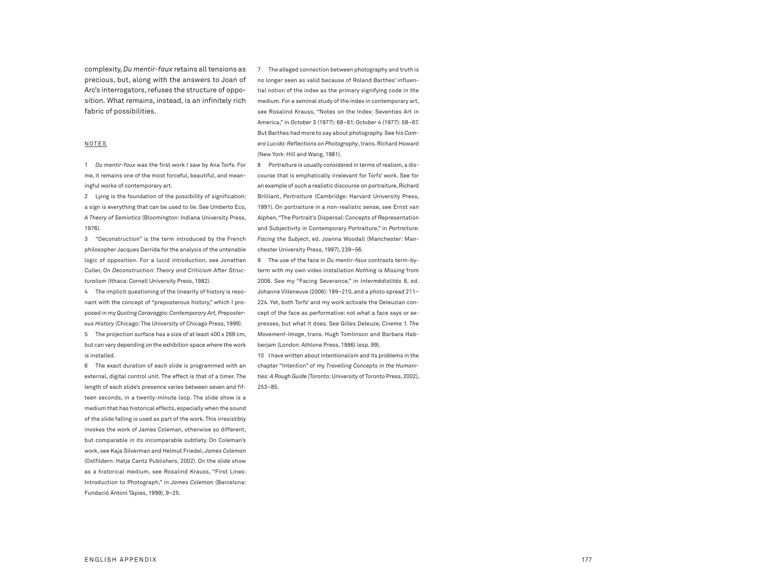complexity, *Du mentir-faux* retains all tensions as precious, but, along with the answers to Joan of Arc's interrogators, refuses the structure of opposition. What remains, instead, is an infinitely rich fabric of possibilities.

## NOTES

1 *Du mentir-faux* was the first work I saw by Ana Torfs. For me, it remains one of the most forceful, beautiful, and meaningful works of contemporary art.

2 Lying is the foundation of the possibility of signification; a sign is everything that can be used to lie. See Umberto Eco, *A Theory of Semiotics* (Bloomington: Indiana University Press, 1976).

3 "Deconstruction" is the term introduced by the French philosopher Jacques Derrida for the analysis of the untenable logic of opposition. For a lucid introduction, see Jonathan Culler, *On Deconstruction: Theory and Criticism After Structuralism* (Ithaca: Cornell University Press, 1982).

4 The implicit questioning of the linearity of history is resonant with the concept of "preposterous history," which I proposed in my *Quoting Caravaggio: Contemporary Art, Preposterous History* (Chicago: The University of Chicago Press, 1999).

5 The projection surface has a size of at least 400 x 269 cm, but can vary depending on the exhibition space where the work is installed.

6 The exact duration of each slide is programmed with an external, digital control unit. The effect is that of a timer. The length of each slide's presence varies between seven and fifteen seconds, in a twenty-minute loop. The slide show is a medium that has historical effects, especially when the sound of the slide falling is used as part of the work. This irresistibly invokes the work of James Coleman, otherwise so different, but comparable in its incomparable subtlety. On Coleman's work, see Kaja Silverman and Helmut Friedel, *James Coleman* (Ostfildern: Hatje Cantz Publishers, 2002). On the slide show as a historical medium, see Rosalind Krauss, "First Lines: Introduction to Photograph," in *James Coleman* (Barcelona: Fundació Antoni Tàpies, 1999), 9–25.

7 The alleged connection between photography and truth is no longer seen as valid because of Roland Barthes' influential notion of the index as the primary signifying code in the medium. For a seminal study of the index in contemporary art, see Rosalind Krauss, "Notes on the Index: Seventies Art in America," in *October* 3 (1977): 68–81; *October* 4 (1977): 58–67. But Barthes had more to say about photography. See his *Camera Lucida: Reflections on Photography*, trans. Richard Howard (New York: Hill and Wang, 1981).

8 Portraiture is usually considered in terms of realism, a discourse that is emphatically irrelevant for Torfs' work. See for an example of such a realistic discourse on portraiture, Richard Brilliant, *Portraiture* (Cambridge: Harvard University Press, 1991). On portraiture in a non-realistic sense, see Ernst van Alphen, "The Portrait's Dispersal: Concepts of Representation and Subjectivity in Contemporary Portraiture," in *Portraiture: Facing the Subject*, ed. Joanna Woodall (Manchester: Manchester University Press, 1997), 239–56.

9 The use of the face in *Du mentir-faux* contrasts term-by-term with my own video installation *Nothing is Missing* from 2006. See my "Facing Severance," in *Intermédialités* 8, ed. Johanne Villeneuve (2006): 189–210, and a photo spread 211–224. Yet, both Torfs' and my work activate the Deleuzian concept of the face as performative: not what a face says or expresses, but what it does. See Gilles Deleuze, *Cinema 1. The Movement-Image*, trans. Hugh Tomlinson and Barbara Habberjam (London: Athlone Press, 1986) (esp. 99).

10 I have written about intentionalism and its problems in the chapter "Intention" of my *Travelling Concepts in the Humanities: A Rough Guide* (Toronto: University of Toronto Press, 2002), 253–85.